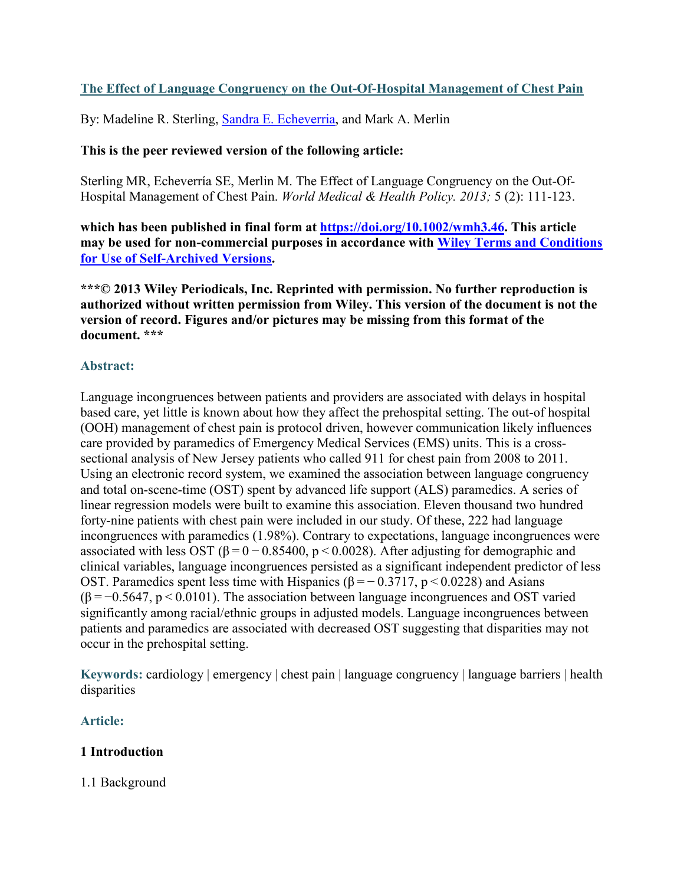## [The Effect of Language Congruency on the Out-Of-Hospital Management of Chest Pain](https://doi.org/10.1002/wmh3.46)

By: Madeline R. Sterling, [Sandra E. Echeverria](#), and Mark A. Merlin

**This is the peer reviewed version of the following article:**

Sterling MR, Echeverría SE, Merlin M. The Effect of Language Congruency on the Out-Of-Hospital Management of Chest Pain. *World Medical & Health Policy. 2013;* 5 (2): 111-123.

**which has been published in final form at [https://doi.org/10.1002/wmh3.46](https://doi.org/10.1002/wmh3.46). This article may be used for non-commercial purposes in accordance with [Wiley Terms and Conditions for Use of Self-Archived Versions](#).**

**\*\*\*© 2013 Wiley Periodicals, Inc. Reprinted with permission. No further reproduction is authorized without written permission from Wiley. This version of the document is not the version of record. Figures and/or pictures may be missing from this format of the document. \*\*\***

### Abstract:

Language incongruences between patients and providers are associated with delays in hospital based care, yet little is known about how they affect the prehospital setting. The out-of hospital (OOH) management of chest pain is protocol driven, however communication likely influences care provided by paramedics of Emergency Medical Services (EMS) units. This is a cross-sectional analysis of New Jersey patients who called 911 for chest pain from 2008 to 2011. Using an electronic record system, we examined the association between language congruency and total on-scene-time (OST) spent by advanced life support (ALS) paramedics. A series of linear regression models were built to examine this association. Eleven thousand two hundred forty-nine patients with chest pain were included in our study. Of these, 222 had language incongruences with paramedics (1.98%). Contrary to expectations, language incongruences were associated with less OST ($\beta = 0 - 0.85400$, $p < 0.0028$). After adjusting for demographic and clinical variables, language incongruences persisted as a significant independent predictor of less OST. Paramedics spent less time with Hispanics ($\beta = -0.3717$, $p < 0.0228$) and Asians ($\beta = -0.5647$, $p < 0.0101$). The association between language incongruences and OST varied significantly among racial/ethnic groups in adjusted models. Language incongruences between patients and paramedics are associated with decreased OST suggesting that disparities may not occur in the prehospital setting.

**Keywords:** cardiology | emergency | chest pain | language congruency | language barriers | health disparities

### Article:

### 1 Introduction

1.1 Background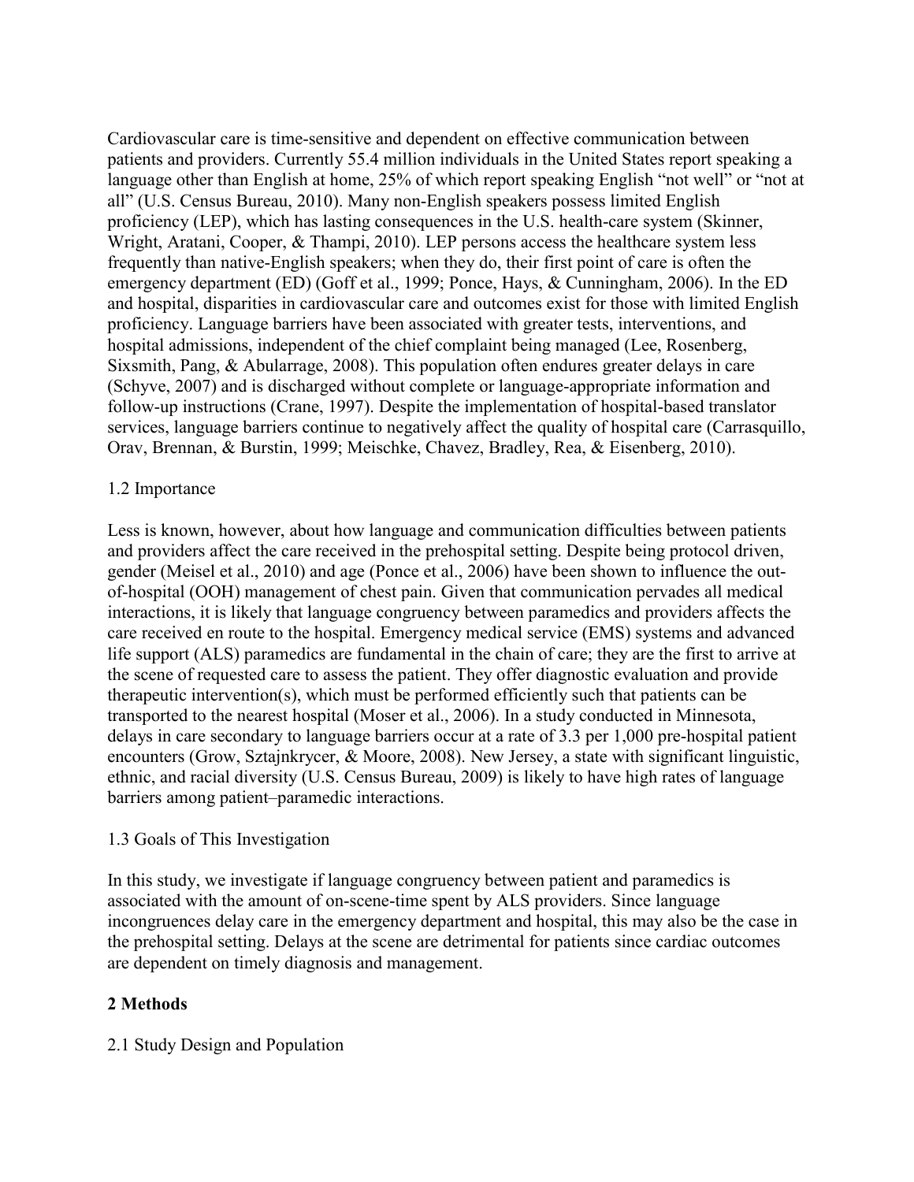Cardiovascular care is time-sensitive and dependent on effective communication between patients and providers. Currently 55.4 million individuals in the United States report speaking a language other than English at home, 25% of which report speaking English "not well" or "not at all" (U.S. Census Bureau, 2010). Many non-English speakers possess limited English proficiency (LEP), which has lasting consequences in the U.S. health-care system (Skinner, Wright, Aratani, Cooper, & Thampi, 2010). LEP persons access the healthcare system less frequently than native-English speakers; when they do, their first point of care is often the emergency department (ED) (Goff et al., 1999; Ponce, Hays, & Cunningham, 2006). In the ED and hospital, disparities in cardiovascular care and outcomes exist for those with limited English proficiency. Language barriers have been associated with greater tests, interventions, and hospital admissions, independent of the chief complaint being managed (Lee, Rosenberg, Sixsmith, Pang, & Abularrage, 2008). This population often endures greater delays in care (Schyve, 2007) and is discharged without complete or language-appropriate information and follow-up instructions (Crane, 1997). Despite the implementation of hospital-based translator services, language barriers continue to negatively affect the quality of hospital care (Carrasquillo, Orav, Brennan, & Burstin, 1999; Meischke, Chavez, Bradley, Rea, & Eisenberg, 2010).

### 1.2 Importance

Less is known, however, about how language and communication difficulties between patients and providers affect the care received in the prehospital setting. Despite being protocol driven, gender (Meisel et al., 2010) and age (Ponce et al., 2006) have been shown to influence the out-of-hospital (OOH) management of chest pain. Given that communication pervades all medical interactions, it is likely that language congruency between paramedics and providers affects the care received en route to the hospital. Emergency medical service (EMS) systems and advanced life support (ALS) paramedics are fundamental in the chain of care; they are the first to arrive at the scene of requested care to assess the patient. They offer diagnostic evaluation and provide therapeutic intervention(s), which must be performed efficiently such that patients can be transported to the nearest hospital (Moser et al., 2006). In a study conducted in Minnesota, delays in care secondary to language barriers occur at a rate of 3.3 per 1,000 pre-hospital patient encounters (Grow, Sztajnkrycer, & Moore, 2008). New Jersey, a state with significant linguistic, ethnic, and racial diversity (U.S. Census Bureau, 2009) is likely to have high rates of language barriers among patient–paramedic interactions.

### 1.3 Goals of This Investigation

In this study, we investigate if language congruency between patient and paramedics is associated with the amount of on-scene-time spent by ALS providers. Since language incongruences delay care in the emergency department and hospital, this may also be the case in the prehospital setting. Delays at the scene are detrimental for patients since cardiac outcomes are dependent on timely diagnosis and management.

## 2 Methods

### 2.1 Study Design and Population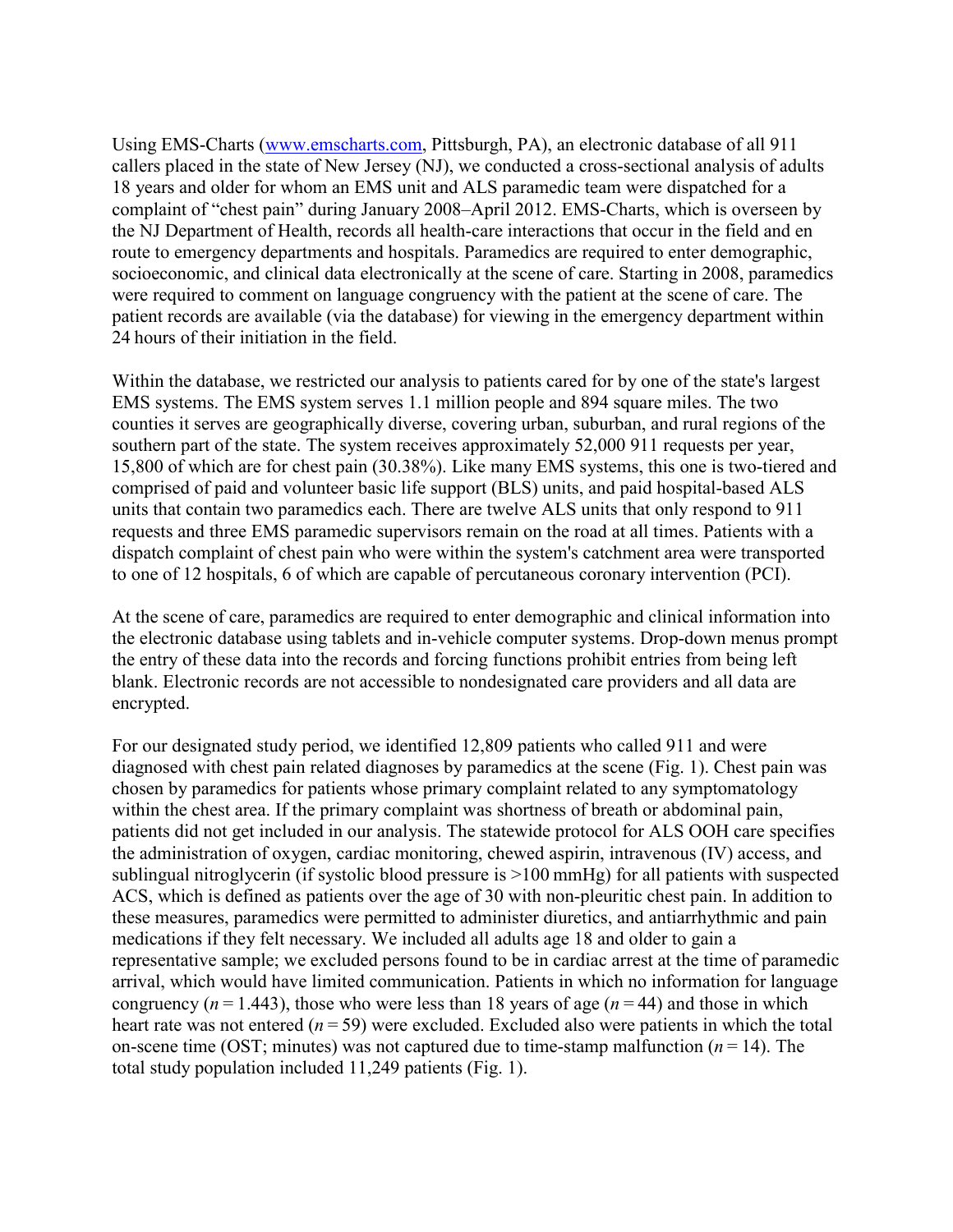Using EMS-Charts (www.emscharts.com, Pittsburgh, PA), an electronic database of all 911 callers placed in the state of New Jersey (NJ), we conducted a cross-sectional analysis of adults 18 years and older for whom an EMS unit and ALS paramedic team were dispatched for a complaint of "chest pain" during January 2008–April 2012. EMS-Charts, which is overseen by the NJ Department of Health, records all health-care interactions that occur in the field and en route to emergency departments and hospitals. Paramedics are required to enter demographic, socioeconomic, and clinical data electronically at the scene of care. Starting in 2008, paramedics were required to comment on language congruency with the patient at the scene of care. The patient records are available (via the database) for viewing in the emergency department within 24 hours of their initiation in the field.

Within the database, we restricted our analysis to patients cared for by one of the state's largest EMS systems. The EMS system serves 1.1 million people and 894 square miles. The two counties it serves are geographically diverse, covering urban, suburban, and rural regions of the southern part of the state. The system receives approximately 52,000 911 requests per year, 15,800 of which are for chest pain (30.38%). Like many EMS systems, this one is two-tiered and comprised of paid and volunteer basic life support (BLS) units, and paid hospital-based ALS units that contain two paramedics each. There are twelve ALS units that only respond to 911 requests and three EMS paramedic supervisors remain on the road at all times. Patients with a dispatch complaint of chest pain who were within the system's catchment area were transported to one of 12 hospitals, 6 of which are capable of percutaneous coronary intervention (PCI).

At the scene of care, paramedics are required to enter demographic and clinical information into the electronic database using tablets and in-vehicle computer systems. Drop-down menus prompt the entry of these data into the records and forcing functions prohibit entries from being left blank. Electronic records are not accessible to nondesignated care providers and all data are encrypted.

For our designated study period, we identified 12,809 patients who called 911 and were diagnosed with chest pain related diagnoses by paramedics at the scene (Fig. 1). Chest pain was chosen by paramedics for patients whose primary complaint related to any symptomatology within the chest area. If the primary complaint was shortness of breath or abdominal pain, patients did not get included in our analysis. The statewide protocol for ALS OOH care specifies the administration of oxygen, cardiac monitoring, chewed aspirin, intravenous (IV) access, and sublingual nitroglycerin (if systolic blood pressure is >100 mmHg) for all patients with suspected ACS, which is defined as patients over the age of 30 with non-pleuritic chest pain. In addition to these measures, paramedics were permitted to administer diuretics, and antiarrhythmic and pain medications if they felt necessary. We included all adults age 18 and older to gain a representative sample; we excluded persons found to be in cardiac arrest at the time of paramedic arrival, which would have limited communication. Patients in which no information for language congruency ($n = 1.443$), those who were less than 18 years of age ($n = 44$) and those in which heart rate was not entered ($n = 59$) were excluded. Excluded also were patients in which the total on-scene time (OST; minutes) was not captured due to time-stamp malfunction ($n = 14$). The total study population included 11,249 patients (Fig. 1).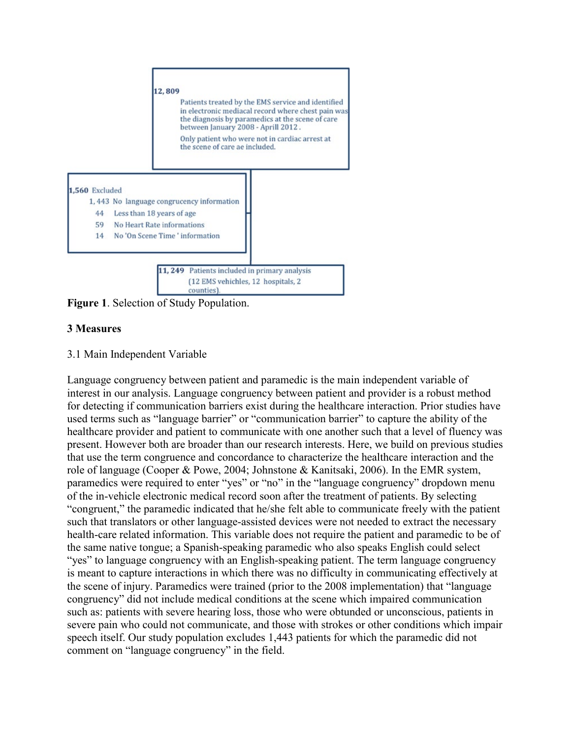**12, 809**

Patients treated by the EMS service and identified in electronic mediacal record where chest pain was the diagnosis by paramedics at the scene of care between January 2008 - Aprill 2012 .

Only patient who were not in cardiac arrest at the scene of care ae included.

**1,560** Excluded

- 1, 443 No language congrucency information
- 44 Less than 18 years of age
- 59 No Heart Rate informations
- 14 No 'On Scene Time ' information

**11, 249** Patients included in primary analysis (12 EMS vehichles, 12 hospitals, 2 counties).

**Figure 1**. Selection of Study Population.

## 3 Measures

### 3.1 Main Independent Variable

Language congruency between patient and paramedic is the main independent variable of interest in our analysis. Language congruency between patient and provider is a robust method for detecting if communication barriers exist during the healthcare interaction. Prior studies have used terms such as "language barrier" or "communication barrier" to capture the ability of the healthcare provider and patient to communicate with one another such that a level of fluency was present. However both are broader than our research interests. Here, we build on previous studies that use the term congruence and concordance to characterize the healthcare interaction and the role of language (Cooper & Powe, 2004; Johnstone & Kanitsaki, 2006). In the EMR system, paramedics were required to enter "yes" or "no" in the "language congruency" dropdown menu of the in-vehicle electronic medical record soon after the treatment of patients. By selecting "congruent," the paramedic indicated that he/she felt able to communicate freely with the patient such that translators or other language-assisted devices were not needed to extract the necessary health-care related information. This variable does not require the patient and paramedic to be of the same native tongue; a Spanish-speaking paramedic who also speaks English could select "yes" to language congruency with an English-speaking patient. The term language congruency is meant to capture interactions in which there was no difficulty in communicating effectively at the scene of injury. Paramedics were trained (prior to the 2008 implementation) that "language congruency" did not include medical conditions at the scene which impaired communication such as: patients with severe hearing loss, those who were obtunded or unconscious, patients in severe pain who could not communicate, and those with strokes or other conditions which impair speech itself. Our study population excludes 1,443 patients for which the paramedic did not comment on "language congruency" in the field.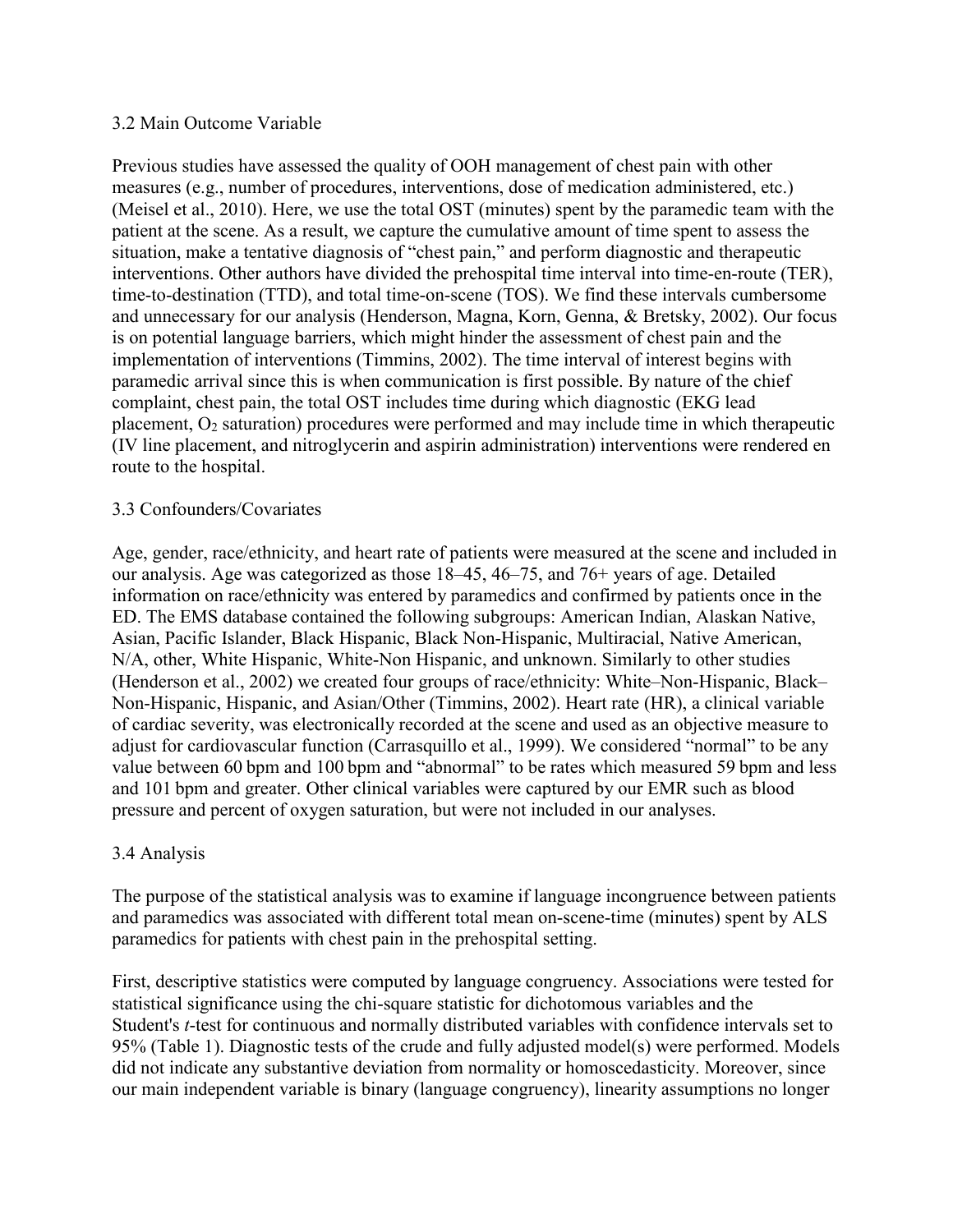### 3.2 Main Outcome Variable

Previous studies have assessed the quality of OOH management of chest pain with other measures (e.g., number of procedures, interventions, dose of medication administered, etc.) (Meisel et al., 2010). Here, we use the total OST (minutes) spent by the paramedic team with the patient at the scene. As a result, we capture the cumulative amount of time spent to assess the situation, make a tentative diagnosis of "chest pain," and perform diagnostic and therapeutic interventions. Other authors have divided the prehospital time interval into time-en-route (TER), time-to-destination (TTD), and total time-on-scene (TOS). We find these intervals cumbersome and unnecessary for our analysis (Henderson, Magna, Korn, Genna, & Bretsky, 2002). Our focus is on potential language barriers, which might hinder the assessment of chest pain and the implementation of interventions (Timmins, 2002). The time interval of interest begins with paramedic arrival since this is when communication is first possible. By nature of the chief complaint, chest pain, the total OST includes time during which diagnostic (EKG lead placement, $O_2$ saturation) procedures were performed and may include time in which therapeutic (IV line placement, and nitroglycerin and aspirin administration) interventions were rendered en route to the hospital.

### 3.3 Confounders/Covariates

Age, gender, race/ethnicity, and heart rate of patients were measured at the scene and included in our analysis. Age was categorized as those 18–45, 46–75, and 76+ years of age. Detailed information on race/ethnicity was entered by paramedics and confirmed by patients once in the ED. The EMS database contained the following subgroups: American Indian, Alaskan Native, Asian, Pacific Islander, Black Hispanic, Black Non-Hispanic, Multiracial, Native American, N/A, other, White Hispanic, White-Non Hispanic, and unknown. Similarly to other studies (Henderson et al., 2002) we created four groups of race/ethnicity: White–Non-Hispanic, Black–Non-Hispanic, Hispanic, and Asian/Other (Timmins, 2002). Heart rate (HR), a clinical variable of cardiac severity, was electronically recorded at the scene and used as an objective measure to adjust for cardiovascular function (Carrasquillo et al., 1999). We considered "normal" to be any value between 60 bpm and 100 bpm and "abnormal" to be rates which measured 59 bpm and less and 101 bpm and greater. Other clinical variables were captured by our EMR such as blood pressure and percent of oxygen saturation, but were not included in our analyses.

### 3.4 Analysis

The purpose of the statistical analysis was to examine if language incongruence between patients and paramedics was associated with different total mean on-scene-time (minutes) spent by ALS paramedics for patients with chest pain in the prehospital setting.

First, descriptive statistics were computed by language congruency. Associations were tested for statistical significance using the chi-square statistic for dichotomous variables and the Student's *t*-test for continuous and normally distributed variables with confidence intervals set to 95% (Table 1). Diagnostic tests of the crude and fully adjusted model(s) were performed. Models did not indicate any substantive deviation from normality or homoscedasticity. Moreover, since our main independent variable is binary (language congruency), linearity assumptions no longer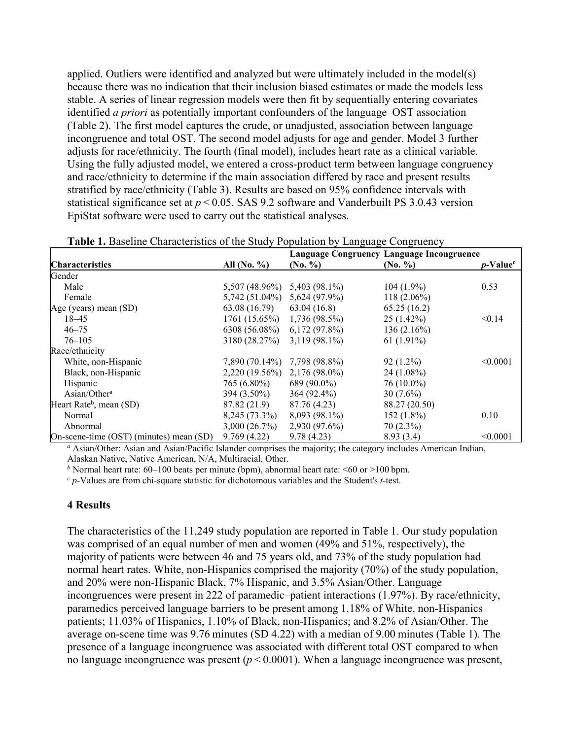applied. Outliers were identified and analyzed but were ultimately included in the model(s) because there was no indication that their inclusion biased estimates or made the models less stable. A series of linear regression models were then fit by sequentially entering covariates identified *a priori* as potentially important confounders of the language–OST association (Table 2). The first model captures the crude, or unadjusted, association between language incongruence and total OST. The second model adjusts for age and gender. Model 3 further adjusts for race/ethnicity. The fourth (final model), includes heart rate as a clinical variable. Using the fully adjusted model, we entered a cross-product term between language congruency and race/ethnicity to determine if the main association differed by race and present results stratified by race/ethnicity (Table 3). Results are based on 95% confidence intervals with statistical significance set at $p < 0.05$. SAS 9.2 software and Vanderbuilt PS 3.0.43 version EpiStat software were used to carry out the statistical analyses.

**Table 1.** Baseline Characteristics of the Study Population by Language Congruency

| | | Language Congruency | Language Incongruence | |
|---|---|---|---|---|
| **Characteristics** | **All (No. %)** | **(No. %)** | **(No. %)** | ***p*-Value[c]** |
| Gender | | | | |
| Male | 5,507 (48.96%) | 5,403 (98.1%) | 104 (1.9%) | 0.53 |
| Female | 5,742 (51.04%) | 5,624 (97.9%) | 118 (2.06%) | |
| Age (years) mean (SD) | 63.08 (16.79) | 63.04 (16.8) | 65.25 (16.2) | |
| 18–45 | 1761 (15.65%) | 1,736 (98.5%) | 25 (1.42%) | <0.14 |
| 46–75 | 6308 (56.08%) | 6,172 (97.8%) | 136 (2.16%) | |
| 76–105 | 3180 (28.27%) | 3,119 (98.1%) | 61 (1.91%) | |
| Race/ethnicity | | | | |
| White, non-Hispanic | 7,890 (70.14%) | 7,798 (98.8%) | 92 (1.2%) | <0.0001 |
| Black, non-Hispanic | 2,220 (19.56%) | 2,176 (98.0%) | 24 (1.08%) | |
| Hispanic | 765 (6.80%) | 689 (90.0%) | 76 (10.0%) | |
| Asian/Other[a] | 394 (3.50%) | 364 (92.4%) | 30 (7.6%) | |
| Heart Rate[b], mean (SD) | 87.82 (21.9) | 87.76 (4.23) | 88.27 (20.50) | |
| Normal | 8,245 (73.3%) | 8,093 (98.1%) | 152 (1.8%) | 0.10 |
| Abnormal | 3,000 (26.7%) | 2,930 (97.6%) | 70 (2.3%) | |
| On-scene-time (OST) (minutes) mean (SD) | 9.769 (4.22) | 9.78 (4.23) | 8.93 (3.4) | <0.0001 |

[a] Asian/Other: Asian and Asian/Pacific Islander comprises the majority; the category includes American Indian, Alaskan Native, Native American, N/A, Multiracial, Other.

[b] Normal heart rate: 60–100 beats per minute (bpm), abnormal heart rate: <60 or >100 bpm.

[c] *p*-Values are from chi-square statistic for dichotomous variables and the Student's *t*-test.

## 4 Results

The characteristics of the 11,249 study population are reported in Table 1. Our study population was comprised of an equal number of men and women (49% and 51%, respectively), the majority of patients were between 46 and 75 years old, and 73% of the study population had normal heart rates. White, non-Hispanics comprised the majority (70%) of the study population, and 20% were non-Hispanic Black, 7% Hispanic, and 3.5% Asian/Other. Language incongruences were present in 222 of paramedic–patient interactions (1.97%). By race/ethnicity, paramedics perceived language barriers to be present among 1.18% of White, non-Hispanics patients; 11.03% of Hispanics, 1.10% of Black, non-Hispanics; and 8.2% of Asian/Other. The average on-scene time was 9.76 minutes (SD 4.22) with a median of 9.00 minutes (Table 1). The presence of a language incongruence was associated with different total OST compared to when no language incongruence was present ($p < 0.0001$). When a language incongruence was present,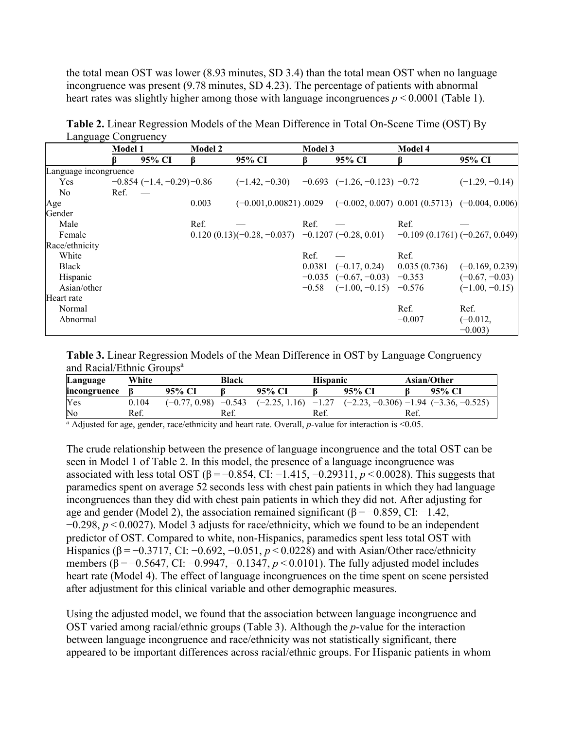the total mean OST was lower (8.93 minutes, SD 3.4) than the total mean OST when no language incongruence was present (9.78 minutes, SD 4.23). The percentage of patients with abnormal heart rates was slightly higher among those with language incongruences $p < 0.0001$ (Table 1).

**Table 2.** Linear Regression Models of the Mean Difference in Total On-Scene Time (OST) By Language Congruency

| | Model 1 | | Model 2 | | Model 3 | | Model 4 | |
|---|---|---|---|---|---|---|---|---|
| | β | 95% CI | β | 95% CI | β | 95% CI | β | 95% CI |
| Language incongruence | | | | | | | | |
| Yes | −0.854 | (−1.4, −0.29) | −0.86 | (−1.42, −0.30) | −0.693 | (−1.26, −0.123) | −0.72 | (−1.29, −0.14) |
| No | Ref. | — | | | | | | |
| Age | | | 0.003 | (−0.001,0.00821) | .0029 | (−0.002, 0.007) | 0.001 (0.5713) | (−0.004, 0.006) |
| Gender | | | | | | | | |
| Male | | | Ref. | — | Ref. | — | Ref. | — |
| Female | | | 0.120 (0.13) | (−0.28, −0.037) | −0.1207 | (−0.28, 0.01) | −0.109 (0.1761) | (−0.267, 0.049) |
| Race/ethnicity | | | | | | | | |
| White | | | | | Ref. | — | Ref. | |
| Black | | | | | 0.0381 | (−0.17, 0.24) | 0.035 (0.736) | (−0.169, 0.239) |
| Hispanic | | | | | −0.035 | (−0.67, −0.03) | −0.353 | (−0.67, −0.03) |
| Asian/other | | | | | −0.58 | (−1.00, −0.15) | −0.576 | (−1.00, −0.15) |
| Heart rate | | | | | | | | |
| Normal | | | | | | | Ref. | Ref. |
| Abnormal | | | | | | | −0.007 | (−0.012, −0.003) |

**Table 3.** Linear Regression Models of the Mean Difference in OST by Language Congruency and Racial/Ethnic Groups[a]

| Language incongruence | White | | Black | | Hispanic | | Asian/Other | |
|---|---|---|---|---|---|---|---|---|
| | β | 95% CI | β | 95% CI | β | 95% CI | β | 95% CI |
| Yes | 0.104 | (−0.77, 0.98) | −0.543 | (−2.25, 1.16) | −1.27 | (−2.23, −0.306) | −1.94 | (−3.36, −0.525) |
| No | Ref. | | Ref. | | Ref. | | Ref. | |

[a] Adjusted for age, gender, race/ethnicity and heart rate. Overall, *p*-value for interaction is <0.05.

The crude relationship between the presence of language incongruence and the total OST can be seen in Model 1 of Table 2. In this model, the presence of a language incongruence was associated with less total OST (β = −0.854, CI: −1.415, −0.29311, $p < 0.0028$). This suggests that paramedics spent on average 52 seconds less with chest pain patients in which they had language incongruences than they did with chest pain patients in which they did not. After adjusting for age and gender (Model 2), the association remained significant (β = −0.859, CI: −1.42, −0.298, $p < 0.0027$). Model 3 adjusts for race/ethnicity, which we found to be an independent predictor of OST. Compared to white, non-Hispanics, paramedics spent less total OST with Hispanics (β = −0.3717, CI: −0.692, −0.051, $p < 0.0228$) and with Asian/Other race/ethnicity members (β = −0.5647, CI: −0.9947, −0.1347, $p < 0.0101$). The fully adjusted model includes heart rate (Model 4). The effect of language incongruences on the time spent on scene persisted after adjustment for this clinical variable and other demographic measures.

Using the adjusted model, we found that the association between language incongruence and OST varied among racial/ethnic groups (Table 3). Although the *p*-value for the interaction between language incongruence and race/ethnicity was not statistically significant, there appeared to be important differences across racial/ethnic groups. For Hispanic patients in whom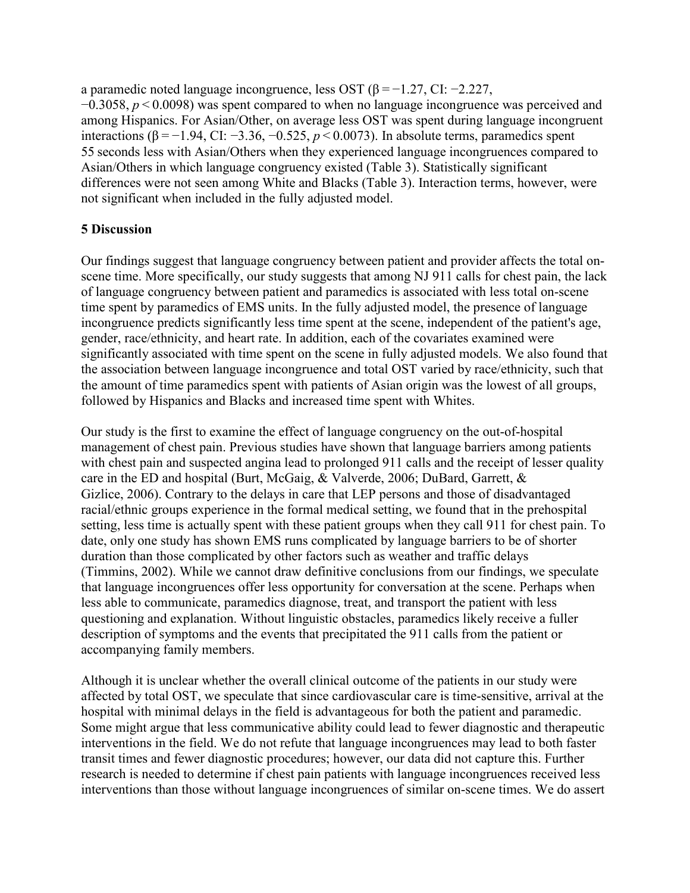a paramedic noted language incongruence, less OST ($\beta = -1.27$, CI: $-2.227$, $-0.3058$, $p < 0.0098$) was spent compared to when no language incongruence was perceived and among Hispanics. For Asian/Other, on average less OST was spent during language incongruent interactions ($\beta = -1.94$, CI: $-3.36$, $-0.525$, $p < 0.0073$). In absolute terms, paramedics spent 55 seconds less with Asian/Others when they experienced language incongruences compared to Asian/Others in which language congruency existed (Table 3). Statistically significant differences were not seen among White and Blacks (Table 3). Interaction terms, however, were not significant when included in the fully adjusted model.

## 5 Discussion

Our findings suggest that language congruency between patient and provider affects the total on-scene time. More specifically, our study suggests that among NJ 911 calls for chest pain, the lack of language congruency between patient and paramedics is associated with less total on-scene time spent by paramedics of EMS units. In the fully adjusted model, the presence of language incongruence predicts significantly less time spent at the scene, independent of the patient's age, gender, race/ethnicity, and heart rate. In addition, each of the covariates examined were significantly associated with time spent on the scene in fully adjusted models. We also found that the association between language incongruence and total OST varied by race/ethnicity, such that the amount of time paramedics spent with patients of Asian origin was the lowest of all groups, followed by Hispanics and Blacks and increased time spent with Whites.

Our study is the first to examine the effect of language congruency on the out-of-hospital management of chest pain. Previous studies have shown that language barriers among patients with chest pain and suspected angina lead to prolonged 911 calls and the receipt of lesser quality care in the ED and hospital (Burt, McGaig, & Valverde, 2006; DuBard, Garrett, & Gizlice, 2006). Contrary to the delays in care that LEP persons and those of disadvantaged racial/ethnic groups experience in the formal medical setting, we found that in the prehospital setting, less time is actually spent with these patient groups when they call 911 for chest pain. To date, only one study has shown EMS runs complicated by language barriers to be of shorter duration than those complicated by other factors such as weather and traffic delays (Timmins, 2002). While we cannot draw definitive conclusions from our findings, we speculate that language incongruences offer less opportunity for conversation at the scene. Perhaps when less able to communicate, paramedics diagnose, treat, and transport the patient with less questioning and explanation. Without linguistic obstacles, paramedics likely receive a fuller description of symptoms and the events that precipitated the 911 calls from the patient or accompanying family members.

Although it is unclear whether the overall clinical outcome of the patients in our study were affected by total OST, we speculate that since cardiovascular care is time-sensitive, arrival at the hospital with minimal delays in the field is advantageous for both the patient and paramedic. Some might argue that less communicative ability could lead to fewer diagnostic and therapeutic interventions in the field. We do not refute that language incongruences may lead to both faster transit times and fewer diagnostic procedures; however, our data did not capture this. Further research is needed to determine if chest pain patients with language incongruences received less interventions than those without language incongruences of similar on-scene times. We do assert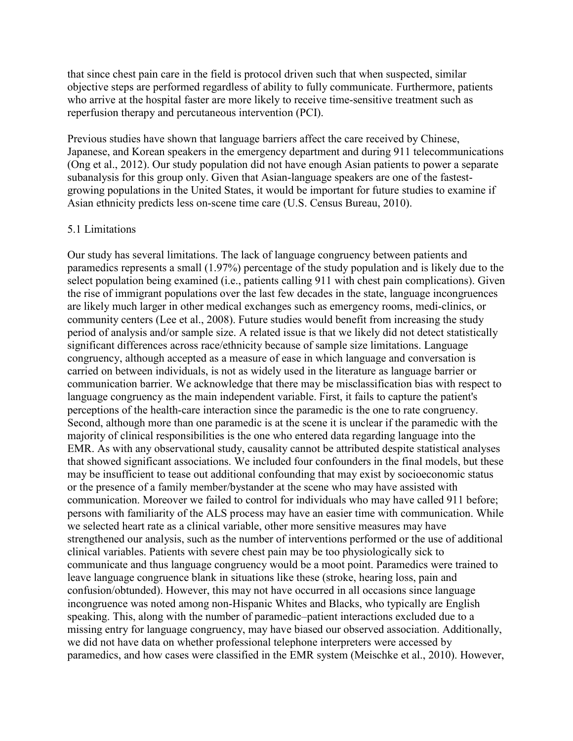that since chest pain care in the field is protocol driven such that when suspected, similar objective steps are performed regardless of ability to fully communicate. Furthermore, patients who arrive at the hospital faster are more likely to receive time-sensitive treatment such as reperfusion therapy and percutaneous intervention (PCI).

Previous studies have shown that language barriers affect the care received by Chinese, Japanese, and Korean speakers in the emergency department and during 911 telecommunications (Ong et al., 2012). Our study population did not have enough Asian patients to power a separate subanalysis for this group only. Given that Asian-language speakers are one of the fastest-growing populations in the United States, it would be important for future studies to examine if Asian ethnicity predicts less on-scene time care (U.S. Census Bureau, 2010).

### 5.1 Limitations

Our study has several limitations. The lack of language congruency between patients and paramedics represents a small (1.97%) percentage of the study population and is likely due to the select population being examined (i.e., patients calling 911 with chest pain complications). Given the rise of immigrant populations over the last few decades in the state, language incongruences are likely much larger in other medical exchanges such as emergency rooms, medi-clinics, or community centers (Lee et al., 2008). Future studies would benefit from increasing the study period of analysis and/or sample size. A related issue is that we likely did not detect statistically significant differences across race/ethnicity because of sample size limitations. Language congruency, although accepted as a measure of ease in which language and conversation is carried on between individuals, is not as widely used in the literature as language barrier or communication barrier. We acknowledge that there may be misclassification bias with respect to language congruency as the main independent variable. First, it fails to capture the patient's perceptions of the health-care interaction since the paramedic is the one to rate congruency. Second, although more than one paramedic is at the scene it is unclear if the paramedic with the majority of clinical responsibilities is the one who entered data regarding language into the EMR. As with any observational study, causality cannot be attributed despite statistical analyses that showed significant associations. We included four confounders in the final models, but these may be insufficient to tease out additional confounding that may exist by socioeconomic status or the presence of a family member/bystander at the scene who may have assisted with communication. Moreover we failed to control for individuals who may have called 911 before; persons with familiarity of the ALS process may have an easier time with communication. While we selected heart rate as a clinical variable, other more sensitive measures may have strengthened our analysis, such as the number of interventions performed or the use of additional clinical variables. Patients with severe chest pain may be too physiologically sick to communicate and thus language congruency would be a moot point. Paramedics were trained to leave language congruence blank in situations like these (stroke, hearing loss, pain and confusion/obtunded). However, this may not have occurred in all occasions since language incongruence was noted among non-Hispanic Whites and Blacks, who typically are English speaking. This, along with the number of paramedic–patient interactions excluded due to a missing entry for language congruency, may have biased our observed association. Additionally, we did not have data on whether professional telephone interpreters were accessed by paramedics, and how cases were classified in the EMR system (Meischke et al., 2010). However,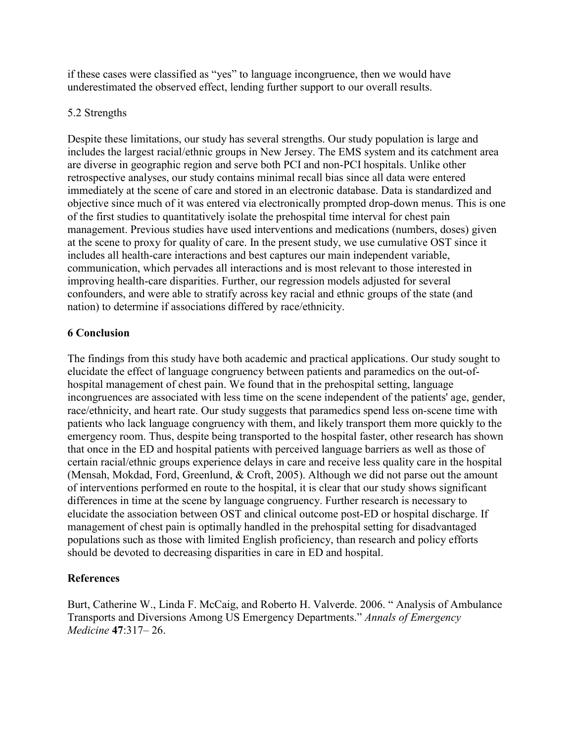if these cases were classified as "yes" to language incongruence, then we would have underestimated the observed effect, lending further support to our overall results.

### 5.2 Strengths

Despite these limitations, our study has several strengths. Our study population is large and includes the largest racial/ethnic groups in New Jersey. The EMS system and its catchment area are diverse in geographic region and serve both PCI and non-PCI hospitals. Unlike other retrospective analyses, our study contains minimal recall bias since all data were entered immediately at the scene of care and stored in an electronic database. Data is standardized and objective since much of it was entered via electronically prompted drop-down menus. This is one of the first studies to quantitatively isolate the prehospital time interval for chest pain management. Previous studies have used interventions and medications (numbers, doses) given at the scene to proxy for quality of care. In the present study, we use cumulative OST since it includes all health-care interactions and best captures our main independent variable, communication, which pervades all interactions and is most relevant to those interested in improving health-care disparities. Further, our regression models adjusted for several confounders, and were able to stratify across key racial and ethnic groups of the state (and nation) to determine if associations differed by race/ethnicity.

## 6 Conclusion

The findings from this study have both academic and practical applications. Our study sought to elucidate the effect of language congruency between patients and paramedics on the out-of-hospital management of chest pain. We found that in the prehospital setting, language incongruences are associated with less time on the scene independent of the patients' age, gender, race/ethnicity, and heart rate. Our study suggests that paramedics spend less on-scene time with patients who lack language congruency with them, and likely transport them more quickly to the emergency room. Thus, despite being transported to the hospital faster, other research has shown that once in the ED and hospital patients with perceived language barriers as well as those of certain racial/ethnic groups experience delays in care and receive less quality care in the hospital (Mensah, Mokdad, Ford, Greenlund, & Croft, 2005). Although we did not parse out the amount of interventions performed en route to the hospital, it is clear that our study shows significant differences in time at the scene by language congruency. Further research is necessary to elucidate the association between OST and clinical outcome post-ED or hospital discharge. If management of chest pain is optimally handled in the prehospital setting for disadvantaged populations such as those with limited English proficiency, than research and policy efforts should be devoted to decreasing disparities in care in ED and hospital.

## References

Burt, Catherine W., Linda F. McCaig, and Roberto H. Valverde. 2006. " Analysis of Ambulance Transports and Diversions Among US Emergency Departments." *Annals of Emergency Medicine* **47**:317– 26.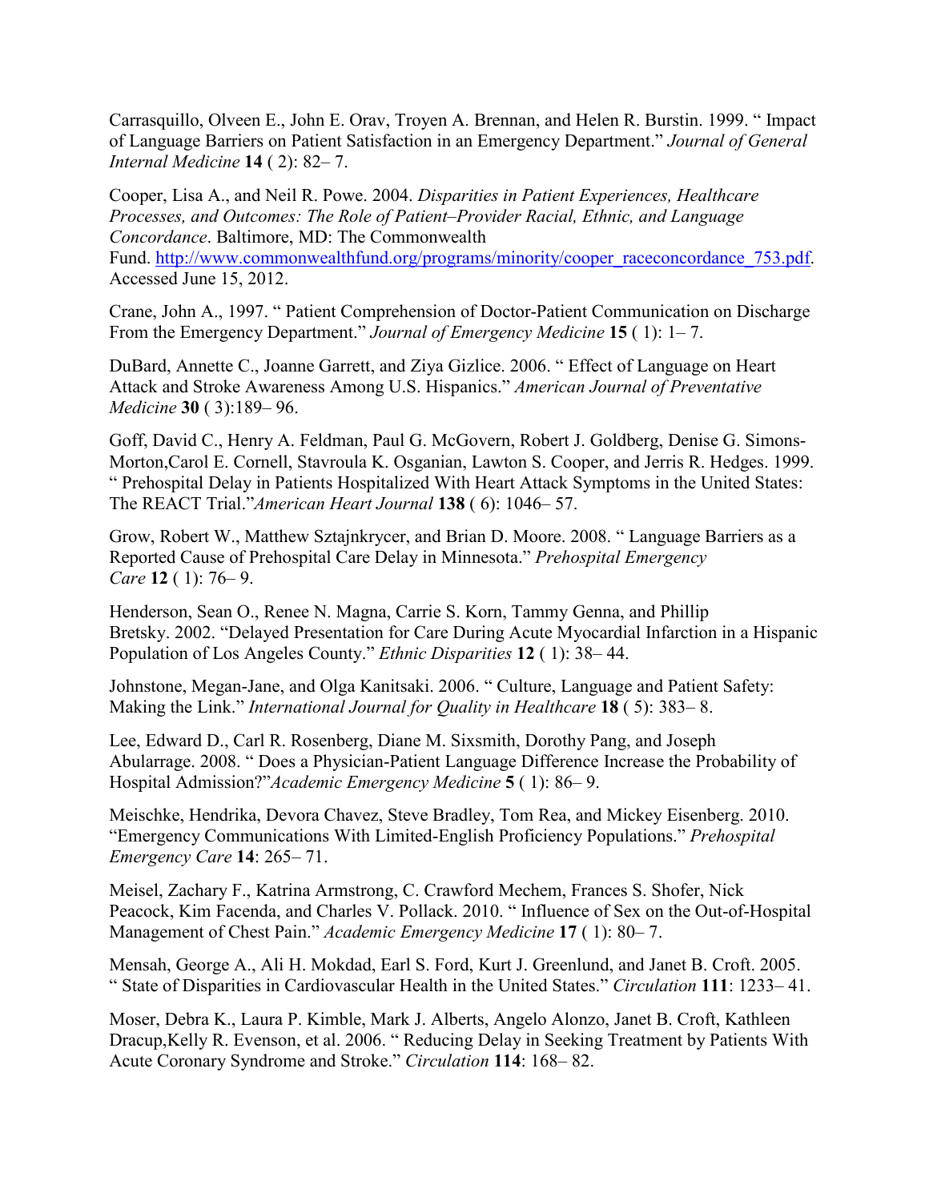Carrasquillo, Olveen E., John E. Orav, Troyen A. Brennan, and Helen R. Burstin. 1999. " Impact of Language Barriers on Patient Satisfaction in an Emergency Department." *Journal of General Internal Medicine* **14** ( 2): 82– 7.

Cooper, Lisa A., and Neil R. Powe. 2004. *Disparities in Patient Experiences, Healthcare Processes, and Outcomes: The Role of Patient–Provider Racial, Ethnic, and Language Concordance*. Baltimore, MD: The Commonwealth Fund. http://www.commonwealthfund.org/programs/minority/cooper_raceconcordance_753.pdf. Accessed June 15, 2012.

Crane, John A., 1997. " Patient Comprehension of Doctor-Patient Communication on Discharge From the Emergency Department." *Journal of Emergency Medicine* **15** ( 1): 1– 7.

DuBard, Annette C., Joanne Garrett, and Ziya Gizlice. 2006. " Effect of Language on Heart Attack and Stroke Awareness Among U.S. Hispanics." *American Journal of Preventative Medicine* **30** ( 3):189– 96.

Goff, David C., Henry A. Feldman, Paul G. McGovern, Robert J. Goldberg, Denise G. Simons-Morton,Carol E. Cornell, Stavroula K. Osganian, Lawton S. Cooper, and Jerris R. Hedges. 1999. " Prehospital Delay in Patients Hospitalized With Heart Attack Symptoms in the United States: The REACT Trial."*American Heart Journal* **138** ( 6): 1046– 57.

Grow, Robert W., Matthew Sztajnkrycer, and Brian D. Moore. 2008. " Language Barriers as a Reported Cause of Prehospital Care Delay in Minnesota." *Prehospital Emergency Care* **12** ( 1): 76– 9.

Henderson, Sean O., Renee N. Magna, Carrie S. Korn, Tammy Genna, and Phillip Bretsky. 2002. "Delayed Presentation for Care During Acute Myocardial Infarction in a Hispanic Population of Los Angeles County." *Ethnic Disparities* **12** ( 1): 38– 44.

Johnstone, Megan-Jane, and Olga Kanitsaki. 2006. " Culture, Language and Patient Safety: Making the Link." *International Journal for Quality in Healthcare* **18** ( 5): 383– 8.

Lee, Edward D., Carl R. Rosenberg, Diane M. Sixsmith, Dorothy Pang, and Joseph Abularrage. 2008. " Does a Physician-Patient Language Difference Increase the Probability of Hospital Admission?"*Academic Emergency Medicine* **5** ( 1): 86– 9.

Meischke, Hendrika, Devora Chavez, Steve Bradley, Tom Rea, and Mickey Eisenberg. 2010. "Emergency Communications With Limited-English Proficiency Populations." *Prehospital Emergency Care* **14**: 265– 71.

Meisel, Zachary F., Katrina Armstrong, C. Crawford Mechem, Frances S. Shofer, Nick Peacock, Kim Facenda, and Charles V. Pollack. 2010. " Influence of Sex on the Out-of-Hospital Management of Chest Pain." *Academic Emergency Medicine* **17** ( 1): 80– 7.

Mensah, George A., Ali H. Mokdad, Earl S. Ford, Kurt J. Greenlund, and Janet B. Croft. 2005. " State of Disparities in Cardiovascular Health in the United States." *Circulation* **111**: 1233– 41.

Moser, Debra K., Laura P. Kimble, Mark J. Alberts, Angelo Alonzo, Janet B. Croft, Kathleen Dracup,Kelly R. Evenson, et al. 2006. " Reducing Delay in Seeking Treatment by Patients With Acute Coronary Syndrome and Stroke." *Circulation* **114**: 168– 82.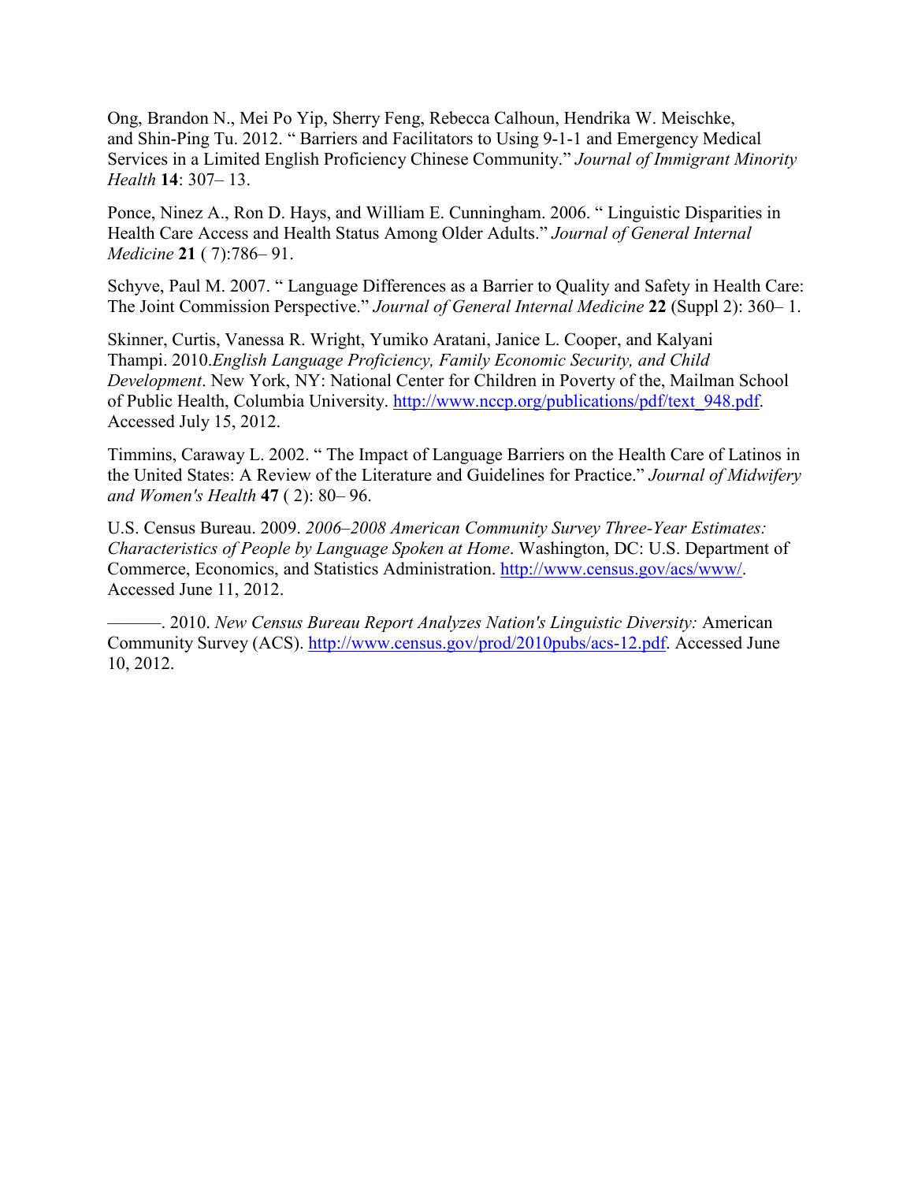Ong, Brandon N., Mei Po Yip, Sherry Feng, Rebecca Calhoun, Hendrika W. Meischke, and Shin-Ping Tu. 2012. " Barriers and Facilitators to Using 9-1-1 and Emergency Medical Services in a Limited English Proficiency Chinese Community." *Journal of Immigrant Minority Health* **14**: 307– 13.

Ponce, Ninez A., Ron D. Hays, and William E. Cunningham. 2006. " Linguistic Disparities in Health Care Access and Health Status Among Older Adults." *Journal of General Internal Medicine* **21** ( 7):786– 91.

Schyve, Paul M. 2007. " Language Differences as a Barrier to Quality and Safety in Health Care: The Joint Commission Perspective." *Journal of General Internal Medicine* **22** (Suppl 2): 360– 1.

Skinner, Curtis, Vanessa R. Wright, Yumiko Aratani, Janice L. Cooper, and Kalyani Thampi. 2010.*English Language Proficiency, Family Economic Security, and Child Development*. New York, NY: National Center for Children in Poverty of the, Mailman School of Public Health, Columbia University. http://www.nccp.org/publications/pdf/text_948.pdf. Accessed July 15, 2012.

Timmins, Caraway L. 2002. " The Impact of Language Barriers on the Health Care of Latinos in the United States: A Review of the Literature and Guidelines for Practice." *Journal of Midwifery and Women's Health* **47** ( 2): 80– 96.

U.S. Census Bureau. 2009. *2006–2008 American Community Survey Three-Year Estimates: Characteristics of People by Language Spoken at Home*. Washington, DC: U.S. Department of Commerce, Economics, and Statistics Administration. http://www.census.gov/acs/www/. Accessed June 11, 2012.

———. 2010. *New Census Bureau Report Analyzes Nation's Linguistic Diversity:* American Community Survey (ACS). http://www.census.gov/prod/2010pubs/acs-12.pdf. Accessed June 10, 2012.